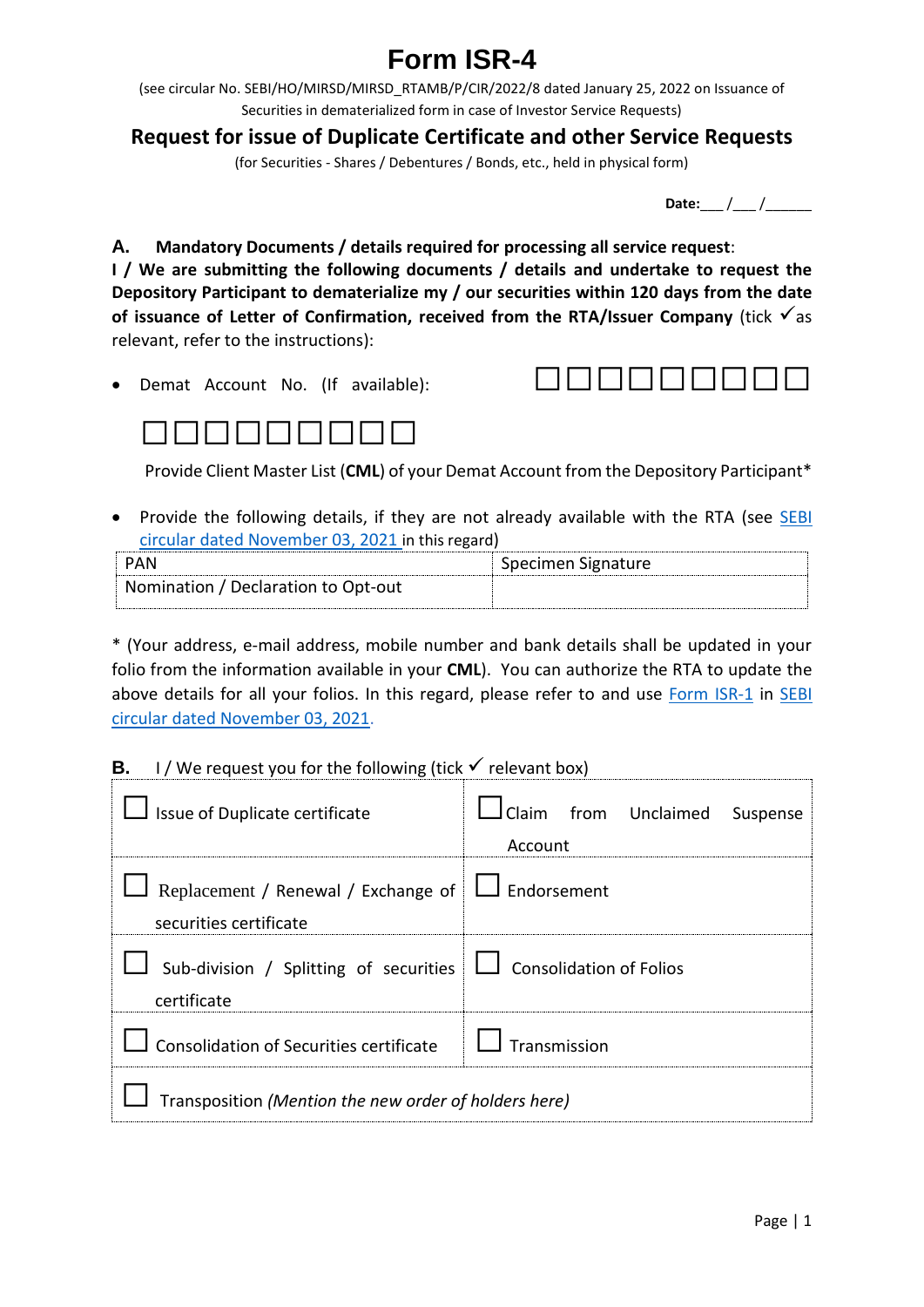# Form ISR-4

(see circular No. SEBI/HO/MIRSD/MIRSD_RTAMB/P/CIR/2022/8 dated January 25, 2022 on Issuance of Securities in dematerialized form in case of Investor Service Requests)

## Request for issue of Duplicate Certificate and other Service Requests

(for Securities - Shares / Debentures / Bonds, etc., held in physical form)

**Date:**___ /___ /______

**A. Mandatory Documents / details required for processing all service request:**

**I / We are submitting the following documents / details and undertake to request the Depository Participant to dematerialize my / our securities within 120 days from the date of issuance of Letter of Confirmation, received from the RTA/Issuer Company** (tick ✓ as relevant, refer to the instructions):

- Demat Account No. (If available): ☐☐☐☐☐☐☐☐☐ ☐☐☐☐☐☐☐☐☐

  Provide Client Master List (**CML**) of your Demat Account from the Depository Participant*

- Provide the following details, if they are not already available with the RTA (see SEBI circular dated November 03, 2021 in this regard)

| PAN | Specimen Signature |
|---|---|
| Nomination / Declaration to Opt-out | |

* (Your address, e-mail address, mobile number and bank details shall be updated in your folio from the information available in your **CML**). You can authorize the RTA to update the above details for all your folios. In this regard, please refer to and use Form ISR-1 in SEBI circular dated November 03, 2021.

**B.** I / We request you for the following (tick ✓ relevant box)

| | |
|---|---|
| ☐ Issue of Duplicate certificate | ☐ Claim from Unclaimed Suspense Account |
| ☐ Replacement / Renewal / Exchange of securities certificate | ☐ Endorsement |
| ☐ Sub-division / Splitting of securities certificate | ☐ Consolidation of Folios |
| ☐ Consolidation of Securities certificate | ☐ Transmission |
| ☐ Transposition *(Mention the new order of holders here)* | |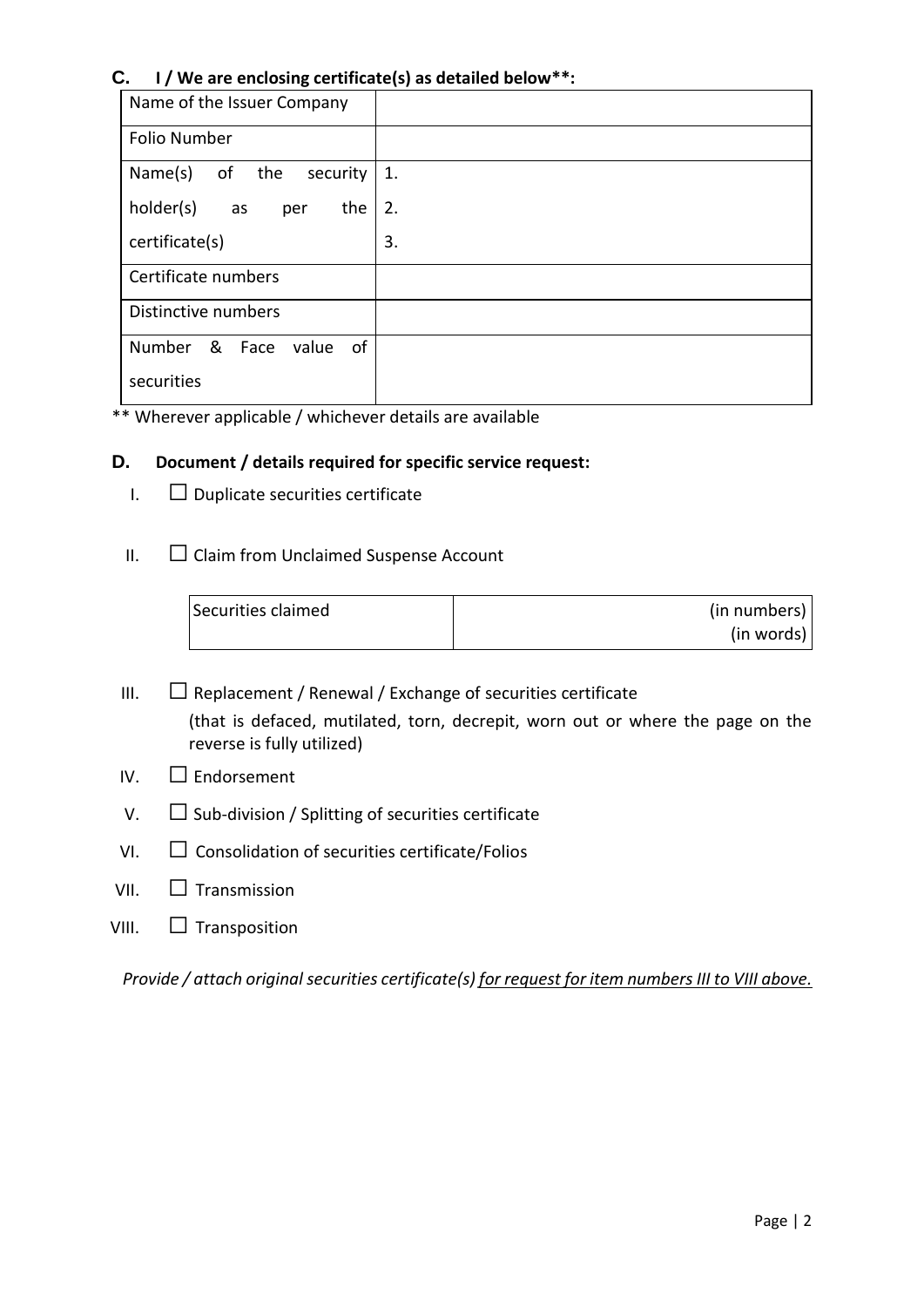## C. I / We are enclosing certificate(s) as detailed below**:

| | |
|---|---|
| Name of the Issuer Company | |
| Folio Number | |
| Name(s) of the security holder(s) as per the certificate(s) | 1.<br>2.<br>3. |
| Certificate numbers | |
| Distinctive numbers | |
| Number & Face value of securities | |

** Wherever applicable / whichever details are available

## D. Document / details required for specific service request:

I. ☐ Duplicate securities certificate

II. ☐ Claim from Unclaimed Suspense Account

| | |
|---|---|
| Securities claimed | (in numbers)<br>(in words) |

III. ☐ Replacement / Renewal / Exchange of securities certificate
(that is defaced, mutilated, torn, decrepit, worn out or where the page on the reverse is fully utilized)

IV. ☐ Endorsement

V. ☐ Sub-division / Splitting of securities certificate

VI. ☐ Consolidation of securities certificate/Folios

VII. ☐ Transmission

VIII. ☐ Transposition

*Provide / attach original securities certificate(s) <u>for request for item numbers III to VIII above.</u>*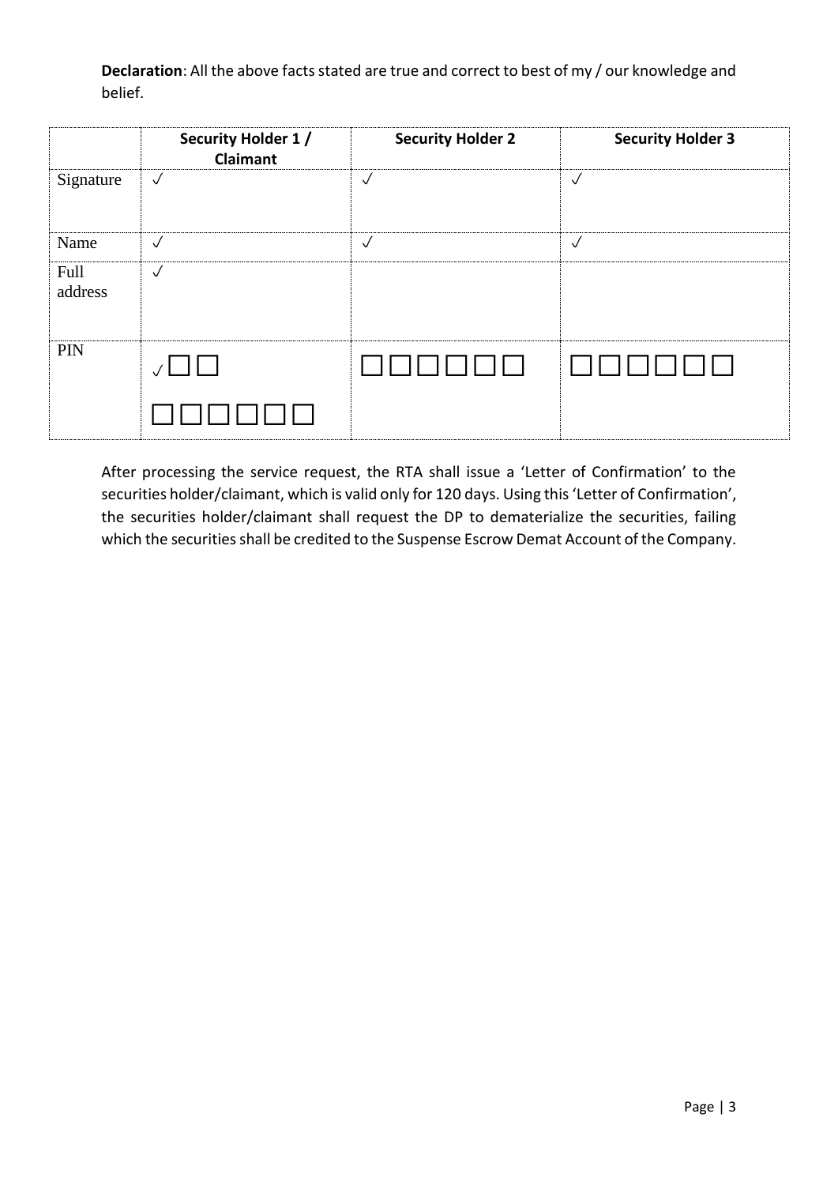**Declaration**: All the above facts stated are true and correct to best of my / our knowledge and belief.

| | **Security Holder 1 / Claimant** | **Security Holder 2** | **Security Holder 3** |
|---|---|---|---|
| Signature | ✓ | ✓ | ✓ |
| Name | ✓ | ✓ | ✓ |
| Full address | ✓ | | |
| PIN | ✓☐☐ ☐☐☐☐☐☐ | ☐☐☐☐☐☐ | ☐☐☐☐☐☐ |

After processing the service request, the RTA shall issue a 'Letter of Confirmation' to the securities holder/claimant, which is valid only for 120 days. Using this 'Letter of Confirmation', the securities holder/claimant shall request the DP to dematerialize the securities, failing which the securities shall be credited to the Suspense Escrow Demat Account of the Company.